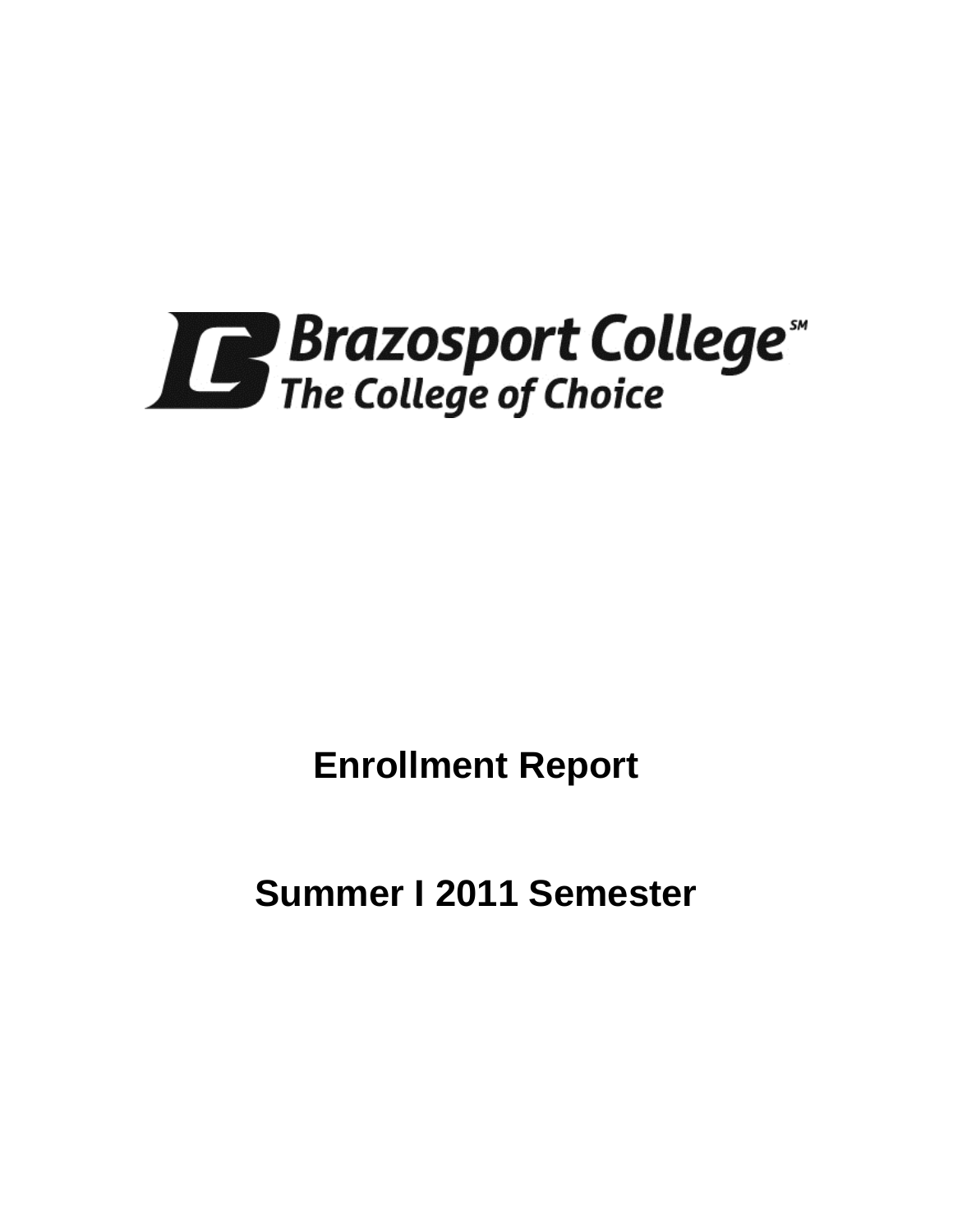Brazosport College[SM]

The College of Choice

# Enrollment Report

# Summer I 2011 Semester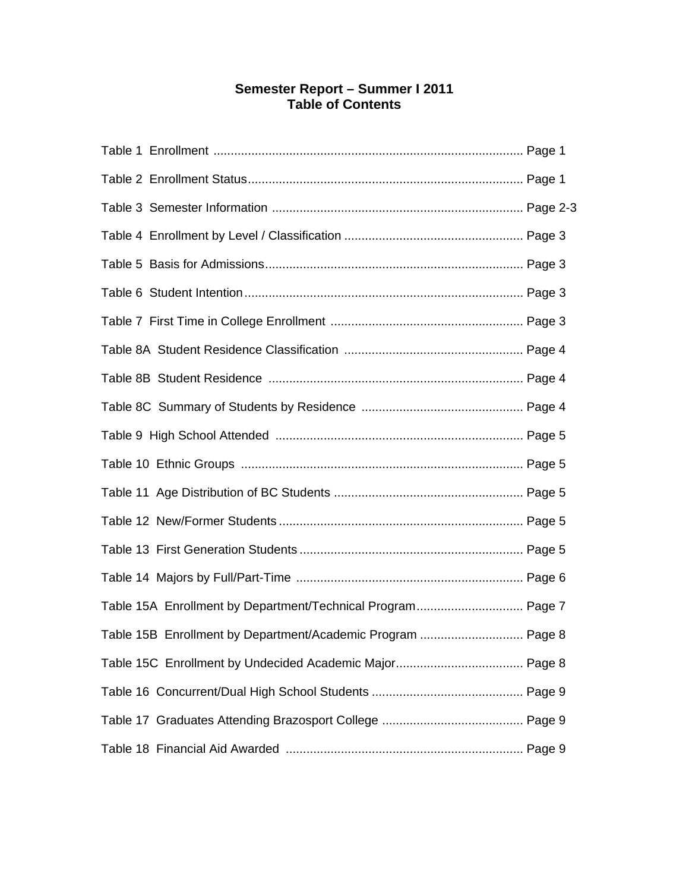# Semester Report – Summer I 2011
## Table of Contents

Table 1  Enrollment ........................................................................................ Page 1

Table 2  Enrollment Status............................................................................... Page 1

Table 3  Semester Information ........................................................................ Page 2-3

Table 4  Enrollment by Level / Classification ................................................... Page 3

Table 5  Basis for Admissions.......................................................................... Page 3

Table 6  Student Intention................................................................................ Page 3

Table 7  First Time in College Enrollment ........................................................ Page 3

Table 8A  Student Residence Classification .................................................... Page 4

Table 8B  Student Residence .......................................................................... Page 4

Table 8C  Summary of Students by Residence ............................................... Page 4

Table 9  High School Attended ....................................................................... Page 5

Table 10  Ethnic Groups ................................................................................. Page 5

Table 11  Age Distribution of BC Students ...................................................... Page 5

Table 12  New/Former Students...................................................................... Page 5

Table 13  First Generation Students ................................................................ Page 5

Table 14  Majors by Full/Part-Time ................................................................. Page 6

Table 15A  Enrollment by Department/Technical Program............................... Page 7

Table 15B  Enrollment by Department/Academic Program .............................. Page 8

Table 15C  Enrollment by Undecided Academic Major..................................... Page 8

Table 16  Concurrent/Dual High School Students ............................................ Page 9

Table 17  Graduates Attending Brazosport College ......................................... Page 9

Table 18  Financial Aid Awarded ..................................................................... Page 9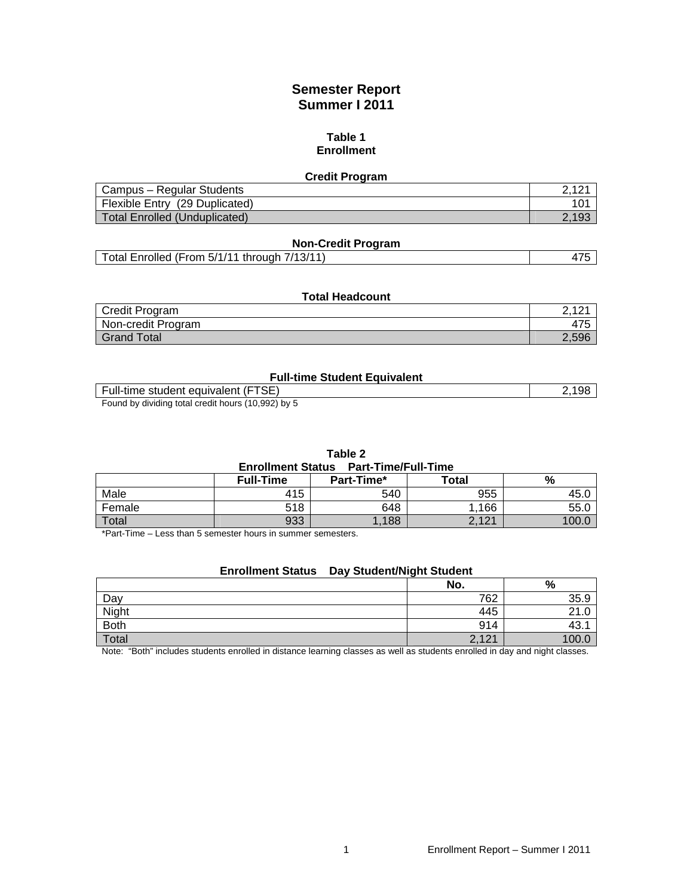# Semester Report
## Summer I 2011

### Table 1
### Enrollment

**Credit Program**

| | |
|---|---:|
| Campus – Regular Students | 2,121 |
| Flexible Entry (29 Duplicated) | 101 |
| Total Enrolled (Unduplicated) | 2,193 |

**Non-Credit Program**

| | |
|---|---:|
| Total Enrolled (From 5/1/11 through 7/13/11) | 475 |

**Total Headcount**

| | |
|---|---:|
| Credit Program | 2,121 |
| Non-credit Program | 475 |
| Grand Total | 2,596 |

**Full-time Student Equivalent**

| | |
|---|---:|
| Full-time student equivalent (FTSE) | 2,198 |

Found by dividing total credit hours (10,992) by 5

### Table 2
**Enrollment Status Part-Time/Full-Time**

| | Full-Time | Part-Time* | Total | % |
|---|---:|---:|---:|---:|
| Male | 415 | 540 | 955 | 45.0 |
| Female | 518 | 648 | 1,166 | 55.0 |
| Total | 933 | 1,188 | 2,121 | 100.0 |

*Part-Time – Less than 5 semester hours in summer semesters.

**Enrollment Status Day Student/Night Student**

| | No. | % |
|---|---:|---:|
| Day | 762 | 35.9 |
| Night | 445 | 21.0 |
| Both | 914 | 43.1 |
| Total | 2,121 | 100.0 |

Note: "Both" includes students enrolled in distance learning classes as well as students enrolled in day and night classes.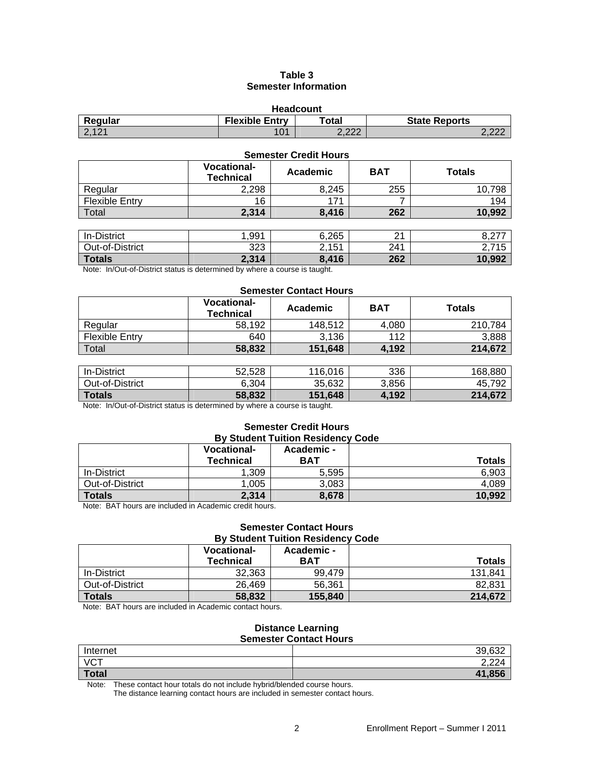## Table 3
## Semester Information

### Headcount

| Regular | Flexible Entry | Total | State Reports |
|---|---|---|---|
| 2,121 | 101 | 2,222 | 2,222 |

### Semester Credit Hours

| | Vocational-Technical | Academic | BAT | Totals |
|---|---|---|---|---|
| Regular | 2,298 | 8,245 | 255 | 10,798 |
| Flexible Entry | 16 | 171 | 7 | 194 |
| Total | **2,314** | **8,416** | **262** | **10,992** |

| | Vocational-Technical | Academic | BAT | Totals |
|---|---|---|---|---|
| In-District | 1,991 | 6,265 | 21 | 8,277 |
| Out-of-District | 323 | 2,151 | 241 | 2,715 |
| **Totals** | **2,314** | **8,416** | **262** | **10,992** |

Note: In/Out-of-District status is determined by where a course is taught.

### Semester Contact Hours

| | Vocational-Technical | Academic | BAT | Totals |
|---|---|---|---|---|
| Regular | 58,192 | 148,512 | 4,080 | 210,784 |
| Flexible Entry | 640 | 3,136 | 112 | 3,888 |
| Total | **58,832** | **151,648** | **4,192** | **214,672** |

| | Vocational-Technical | Academic | BAT | Totals |
|---|---|---|---|---|
| In-District | 52,528 | 116,016 | 336 | 168,880 |
| Out-of-District | 6,304 | 35,632 | 3,856 | 45,792 |
| **Totals** | **58,832** | **151,648** | **4,192** | **214,672** |

Note: In/Out-of-District status is determined by where a course is taught.

### Semester Credit Hours
### By Student Tuition Residency Code

| | Vocational-Technical | Academic - BAT | Totals |
|---|---|---|---|
| In-District | 1,309 | 5,595 | 6,903 |
| Out-of-District | 1,005 | 3,083 | 4,089 |
| **Totals** | **2,314** | **8,678** | **10,992** |

Note: BAT hours are included in Academic credit hours.

### Semester Contact Hours
### By Student Tuition Residency Code

| | Vocational-Technical | Academic - BAT | Totals |
|---|---|---|---|
| In-District | 32,363 | 99,479 | 131,841 |
| Out-of-District | 26,469 | 56,361 | 82,831 |
| **Totals** | **58,832** | **155,840** | **214,672** |

Note: BAT hours are included in Academic contact hours.

### Distance Learning
### Semester Contact Hours

| | |
|---|---|
| Internet | 39,632 |
| VCT | 2,224 |
| **Total** | **41,856** |

Note: These contact hour totals do not include hybrid/blended course hours.
The distance learning contact hours are included in semester contact hours.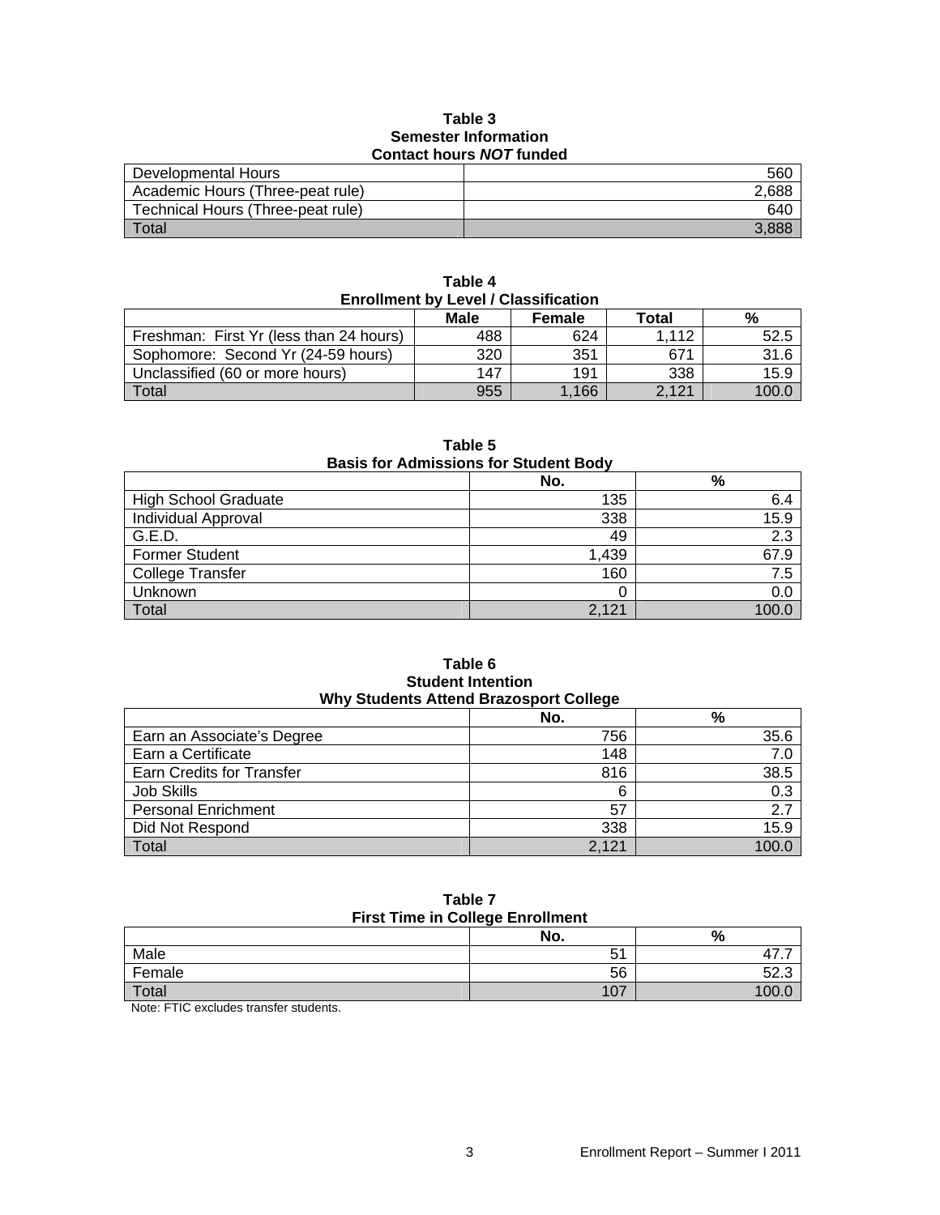**Table 3**
**Semester Information**
**Contact hours *NOT* funded**

| | |
|---|---:|
| Developmental Hours | 560 |
| Academic Hours (Three-peat rule) | 2,688 |
| Technical Hours (Three-peat rule) | 640 |
| Total | 3,888 |

**Table 4**
**Enrollment by Level / Classification**

| | Male | Female | Total | % |
|---|---:|---:|---:|---:|
| Freshman: First Yr (less than 24 hours) | 488 | 624 | 1,112 | 52.5 |
| Sophomore: Second Yr (24-59 hours) | 320 | 351 | 671 | 31.6 |
| Unclassified (60 or more hours) | 147 | 191 | 338 | 15.9 |
| Total | 955 | 1,166 | 2,121 | 100.0 |

**Table 5**
**Basis for Admissions for Student Body**

| | No. | % |
|---|---:|---:|
| High School Graduate | 135 | 6.4 |
| Individual Approval | 338 | 15.9 |
| G.E.D. | 49 | 2.3 |
| Former Student | 1,439 | 67.9 |
| College Transfer | 160 | 7.5 |
| Unknown | 0 | 0.0 |
| Total | 2,121 | 100.0 |

**Table 6**
**Student Intention**
**Why Students Attend Brazosport College**

| | No. | % |
|---|---:|---:|
| Earn an Associate's Degree | 756 | 35.6 |
| Earn a Certificate | 148 | 7.0 |
| Earn Credits for Transfer | 816 | 38.5 |
| Job Skills | 6 | 0.3 |
| Personal Enrichment | 57 | 2.7 |
| Did Not Respond | 338 | 15.9 |
| Total | 2,121 | 100.0 |

**Table 7**
**First Time in College Enrollment**

| | No. | % |
|---|---:|---:|
| Male | 51 | 47.7 |
| Female | 56 | 52.3 |
| Total | 107 | 100.0 |

Note: FTIC excludes transfer students.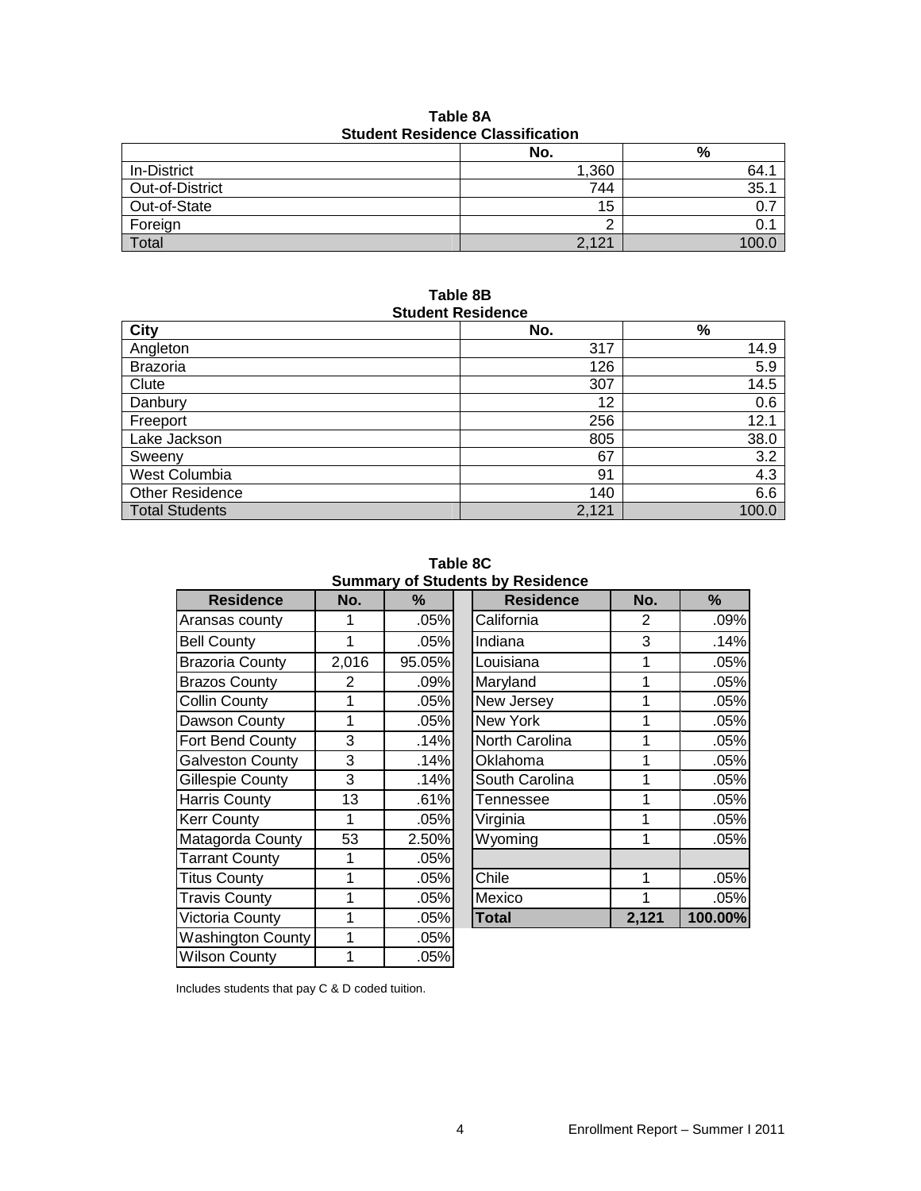**Table 8A**
**Student Residence Classification**

| | No. | % |
|---|---|---|
| In-District | 1,360 | 64.1 |
| Out-of-District | 744 | 35.1 |
| Out-of-State | 15 | 0.7 |
| Foreign | 2 | 0.1 |
| Total | 2,121 | 100.0 |

**Table 8B**
**Student Residence**

| City | No. | % |
|---|---|---|
| Angleton | 317 | 14.9 |
| Brazoria | 126 | 5.9 |
| Clute | 307 | 14.5 |
| Danbury | 12 | 0.6 |
| Freeport | 256 | 12.1 |
| Lake Jackson | 805 | 38.0 |
| Sweeny | 67 | 3.2 |
| West Columbia | 91 | 4.3 |
| Other Residence | 140 | 6.6 |
| Total Students | 2,121 | 100.0 |

**Table 8C**
**Summary of Students by Residence**

| Residence | No. | % | | Residence | No. | % |
|---|---|---|---|---|---|---|
| Aransas county | 1 | .05% | | California | 2 | .09% |
| Bell County | 1 | .05% | | Indiana | 3 | .14% |
| Brazoria County | 2,016 | 95.05% | | Louisiana | 1 | .05% |
| Brazos County | 2 | .09% | | Maryland | 1 | .05% |
| Collin County | 1 | .05% | | New Jersey | 1 | .05% |
| Dawson County | 1 | .05% | | New York | 1 | .05% |
| Fort Bend County | 3 | .14% | | North Carolina | 1 | .05% |
| Galveston County | 3 | .14% | | Oklahoma | 1 | .05% |
| Gillespie County | 3 | .14% | | South Carolina | 1 | .05% |
| Harris County | 13 | .61% | | Tennessee | 1 | .05% |
| Kerr County | 1 | .05% | | Virginia | 1 | .05% |
| Matagorda County | 53 | 2.50% | | Wyoming | 1 | .05% |
| Tarrant County | 1 | .05% | | | | |
| Titus County | 1 | .05% | | Chile | 1 | .05% |
| Travis County | 1 | .05% | | Mexico | 1 | .05% |
| Victoria County | 1 | .05% | | **Total** | **2,121** | **100.00%** |
| Washington County | 1 | .05% | | | | |
| Wilson County | 1 | .05% | | | | |

Includes students that pay C & D coded tuition.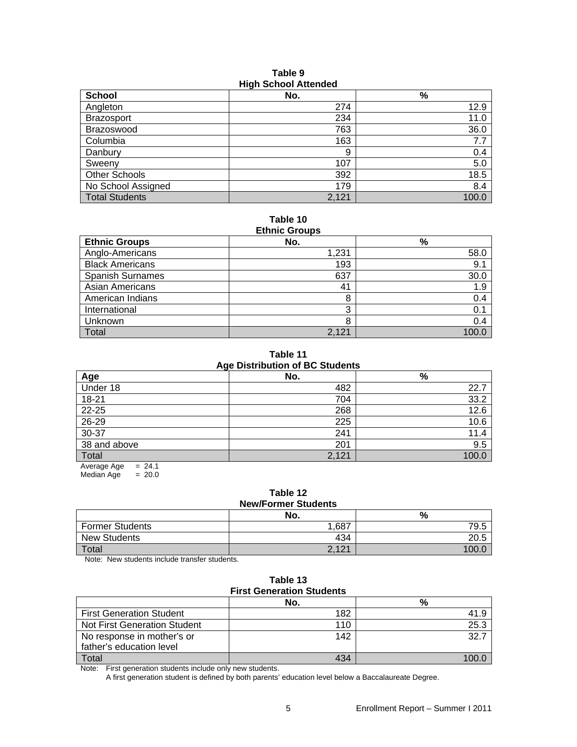**Table 9**
**High School Attended**

| School | No. | % |
|---|---|---|
| Angleton | 274 | 12.9 |
| Brazosport | 234 | 11.0 |
| Brazoswood | 763 | 36.0 |
| Columbia | 163 | 7.7 |
| Danbury | 9 | 0.4 |
| Sweeny | 107 | 5.0 |
| Other Schools | 392 | 18.5 |
| No School Assigned | 179 | 8.4 |
| Total Students | 2,121 | 100.0 |

**Table 10**
**Ethnic Groups**

| Ethnic Groups | No. | % |
|---|---|---|
| Anglo-Americans | 1,231 | 58.0 |
| Black Americans | 193 | 9.1 |
| Spanish Surnames | 637 | 30.0 |
| Asian Americans | 41 | 1.9 |
| American Indians | 8 | 0.4 |
| International | 3 | 0.1 |
| Unknown | 8 | 0.4 |
| Total | 2,121 | 100.0 |

**Table 11**
**Age Distribution of BC Students**

| Age | No. | % |
|---|---|---|
| Under 18 | 482 | 22.7 |
| 18-21 | 704 | 33.2 |
| 22-25 | 268 | 12.6 |
| 26-29 | 225 | 10.6 |
| 30-37 | 241 | 11.4 |
| 38 and above | 201 | 9.5 |
| Total | 2,121 | 100.0 |

Average Age = 24.1
Median Age = 20.0

**Table 12**
**New/Former Students**

| | No. | % |
|---|---|---|
| Former Students | 1,687 | 79.5 |
| New Students | 434 | 20.5 |
| Total | 2,121 | 100.0 |

Note: New students include transfer students.

**Table 13**
**First Generation Students**

| | No. | % |
|---|---|---|
| First Generation Student | 182 | 41.9 |
| Not First Generation Student | 110 | 25.3 |
| No response in mother's or father's education level | 142 | 32.7 |
| Total | 434 | 100.0 |

Note: First generation students include only new students.
A first generation student is defined by both parents' education level below a Baccalaureate Degree.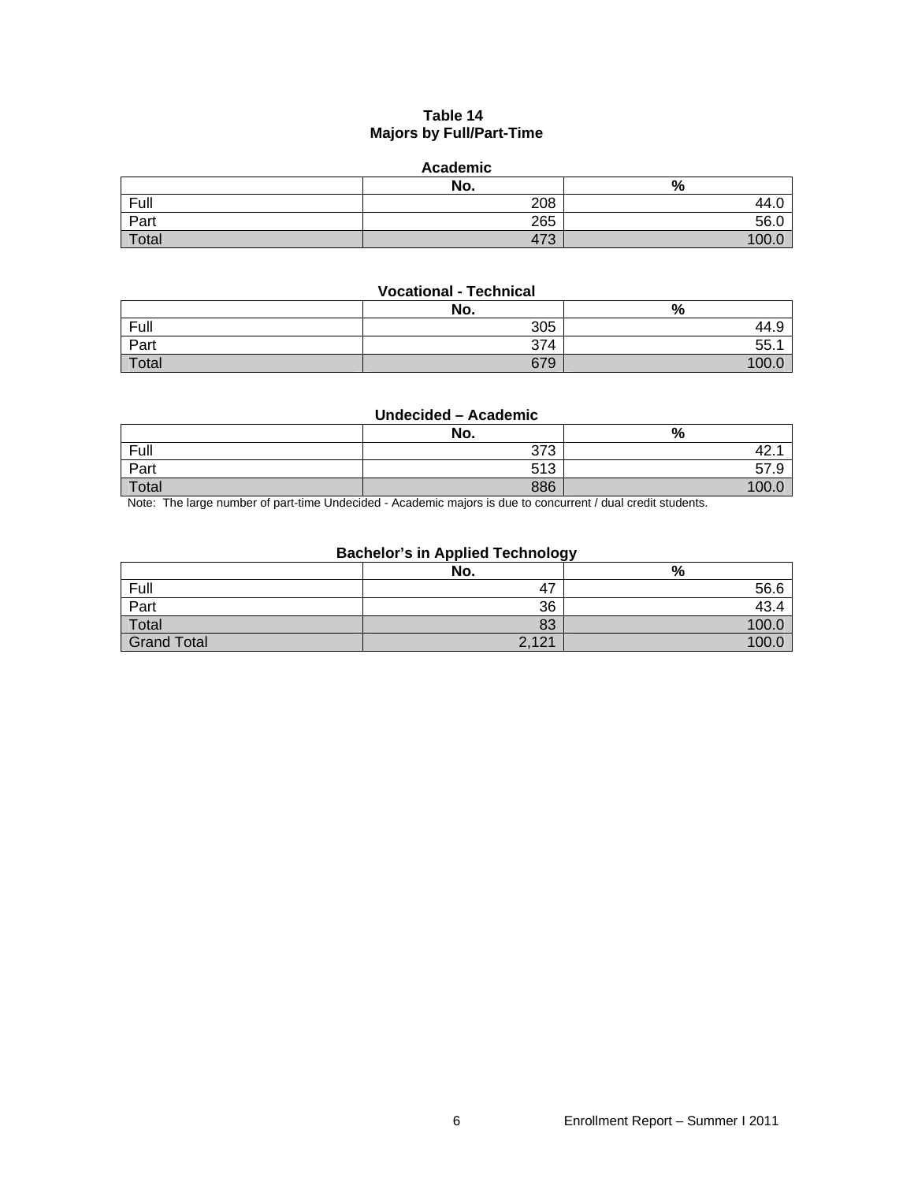## Table 14
## Majors by Full/Part-Time

### Academic

| | No. | % |
|---|---|---|
| Full | 208 | 44.0 |
| Part | 265 | 56.0 |
| Total | 473 | 100.0 |

### Vocational - Technical

| | No. | % |
|---|---|---|
| Full | 305 | 44.9 |
| Part | 374 | 55.1 |
| Total | 679 | 100.0 |

### Undecided – Academic

| | No. | % |
|---|---|---|
| Full | 373 | 42.1 |
| Part | 513 | 57.9 |
| Total | 886 | 100.0 |

Note: The large number of part-time Undecided - Academic majors is due to concurrent / dual credit students.

### Bachelor's in Applied Technology

| | No. | % |
|---|---|---|
| Full | 47 | 56.6 |
| Part | 36 | 43.4 |
| Total | 83 | 100.0 |
| Grand Total | 2,121 | 100.0 |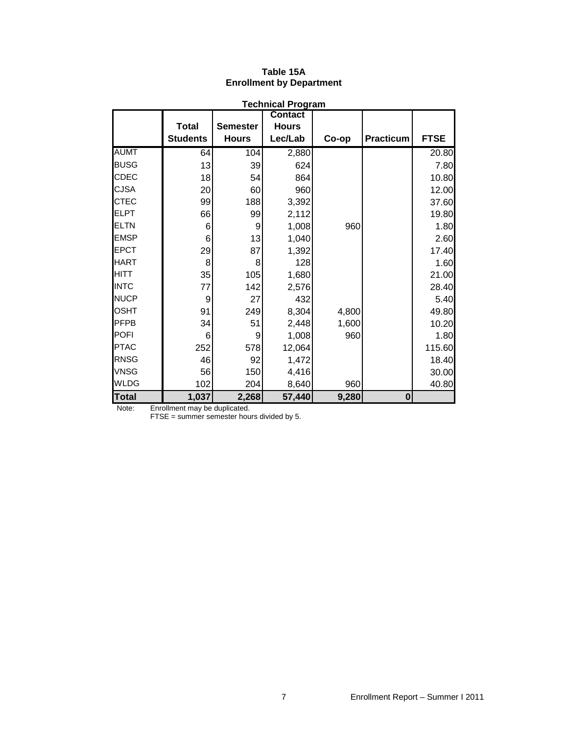**Table 15A**
**Enrollment by Department**

**Technical Program**

| | Total Students | Semester Hours | Contact Hours Lec/Lab | Co-op | Practicum | FTSE |
|---|---|---|---|---|---|---|
| AUMT | 64 | 104 | 2,880 | | | 20.80 |
| BUSG | 13 | 39 | 624 | | | 7.80 |
| CDEC | 18 | 54 | 864 | | | 10.80 |
| CJSA | 20 | 60 | 960 | | | 12.00 |
| CTEC | 99 | 188 | 3,392 | | | 37.60 |
| ELPT | 66 | 99 | 2,112 | | | 19.80 |
| ELTN | 6 | 9 | 1,008 | 960 | | 1.80 |
| EMSP | 6 | 13 | 1,040 | | | 2.60 |
| EPCT | 29 | 87 | 1,392 | | | 17.40 |
| HART | 8 | 8 | 128 | | | 1.60 |
| HITT | 35 | 105 | 1,680 | | | 21.00 |
| INTC | 77 | 142 | 2,576 | | | 28.40 |
| NUCP | 9 | 27 | 432 | | | 5.40 |
| OSHT | 91 | 249 | 8,304 | 4,800 | | 49.80 |
| PFPB | 34 | 51 | 2,448 | 1,600 | | 10.20 |
| POFI | 6 | 9 | 1,008 | 960 | | 1.80 |
| PTAC | 252 | 578 | 12,064 | | | 115.60 |
| RNSG | 46 | 92 | 1,472 | | | 18.40 |
| VNSG | 56 | 150 | 4,416 | | | 30.00 |
| WLDG | 102 | 204 | 8,640 | 960 | | 40.80 |
| **Total** | **1,037** | **2,268** | **57,440** | **9,280** | **0** | |

Note: Enrollment may be duplicated.
FTSE = summer semester hours divided by 5.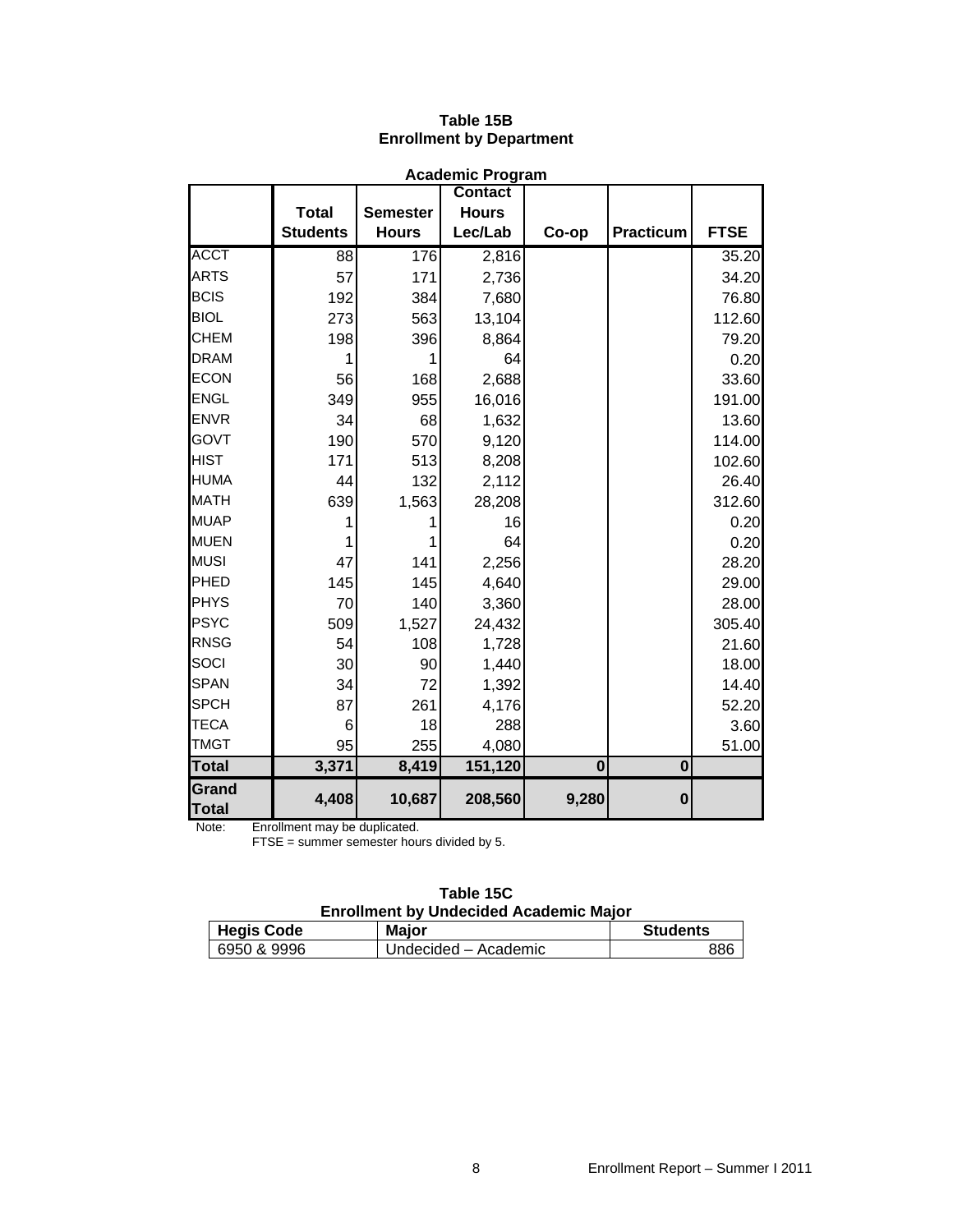**Table 15B**
**Enrollment by Department**

**Academic Program**

| | Total Students | Semester Hours | Contact Hours Lec/Lab | Co-op | Practicum | FTSE |
|---|---|---|---|---|---|---|
| ACCT | 88 | 176 | 2,816 | | | 35.20 |
| ARTS | 57 | 171 | 2,736 | | | 34.20 |
| BCIS | 192 | 384 | 7,680 | | | 76.80 |
| BIOL | 273 | 563 | 13,104 | | | 112.60 |
| CHEM | 198 | 396 | 8,864 | | | 79.20 |
| DRAM | 1 | 1 | 64 | | | 0.20 |
| ECON | 56 | 168 | 2,688 | | | 33.60 |
| ENGL | 349 | 955 | 16,016 | | | 191.00 |
| ENVR | 34 | 68 | 1,632 | | | 13.60 |
| GOVT | 190 | 570 | 9,120 | | | 114.00 |
| HIST | 171 | 513 | 8,208 | | | 102.60 |
| HUMA | 44 | 132 | 2,112 | | | 26.40 |
| MATH | 639 | 1,563 | 28,208 | | | 312.60 |
| MUAP | 1 | 1 | 16 | | | 0.20 |
| MUEN | 1 | 1 | 64 | | | 0.20 |
| MUSI | 47 | 141 | 2,256 | | | 28.20 |
| PHED | 145 | 145 | 4,640 | | | 29.00 |
| PHYS | 70 | 140 | 3,360 | | | 28.00 |
| PSYC | 509 | 1,527 | 24,432 | | | 305.40 |
| RNSG | 54 | 108 | 1,728 | | | 21.60 |
| SOCI | 30 | 90 | 1,440 | | | 18.00 |
| SPAN | 34 | 72 | 1,392 | | | 14.40 |
| SPCH | 87 | 261 | 4,176 | | | 52.20 |
| TECA | 6 | 18 | 288 | | | 3.60 |
| TMGT | 95 | 255 | 4,080 | | | 51.00 |
| **Total** | **3,371** | **8,419** | **151,120** | **0** | **0** | |
| **Grand Total** | **4,408** | **10,687** | **208,560** | **9,280** | **0** | |

Note: Enrollment may be duplicated.
FTSE = summer semester hours divided by 5.

**Table 15C**
**Enrollment by Undecided Academic Major**

| Hegis Code | Major | Students |
|---|---|---|
| 6950 & 9996 | Undecided – Academic | 886 |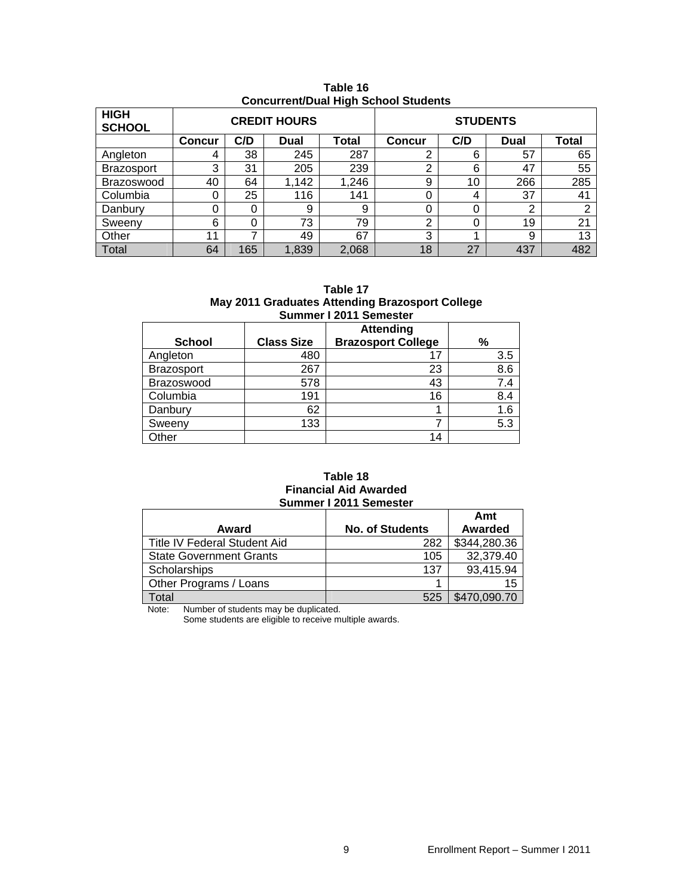**Table 16**
**Concurrent/Dual High School Students**

| HIGH SCHOOL | CREDIT HOURS | | | | STUDENTS | | | |
|---|---|---|---|---|---|---|---|---|
| | Concur | C/D | Dual | Total | Concur | C/D | Dual | Total |
| Angleton | 4 | 38 | 245 | 287 | 2 | 6 | 57 | 65 |
| Brazosport | 3 | 31 | 205 | 239 | 2 | 6 | 47 | 55 |
| Brazoswood | 40 | 64 | 1,142 | 1,246 | 9 | 10 | 266 | 285 |
| Columbia | 0 | 25 | 116 | 141 | 0 | 4 | 37 | 41 |
| Danbury | 0 | 0 | 9 | 9 | 0 | 0 | 2 | 2 |
| Sweeny | 6 | 0 | 73 | 79 | 2 | 0 | 19 | 21 |
| Other | 11 | 7 | 49 | 67 | 3 | 1 | 9 | 13 |
| Total | 64 | 165 | 1,839 | 2,068 | 18 | 27 | 437 | 482 |

**Table 17**
**May 2011 Graduates Attending Brazosport College**
**Summer I 2011 Semester**

| School | Class Size | Attending Brazosport College | % |
|---|---|---|---|
| Angleton | 480 | 17 | 3.5 |
| Brazosport | 267 | 23 | 8.6 |
| Brazoswood | 578 | 43 | 7.4 |
| Columbia | 191 | 16 | 8.4 |
| Danbury | 62 | 1 | 1.6 |
| Sweeny | 133 | 7 | 5.3 |
| Other | | 14 | |

**Table 18**
**Financial Aid Awarded**
**Summer I 2011 Semester**

| Award | No. of Students | Amt Awarded |
|---|---|---|
| Title IV Federal Student Aid | 282 | $344,280.36 |
| State Government Grants | 105 | 32,379.40 |
| Scholarships | 137 | 93,415.94 |
| Other Programs / Loans | 1 | 15 |
| Total | 525 | $470,090.70 |

Note: Number of students may be duplicated.
Some students are eligible to receive multiple awards.